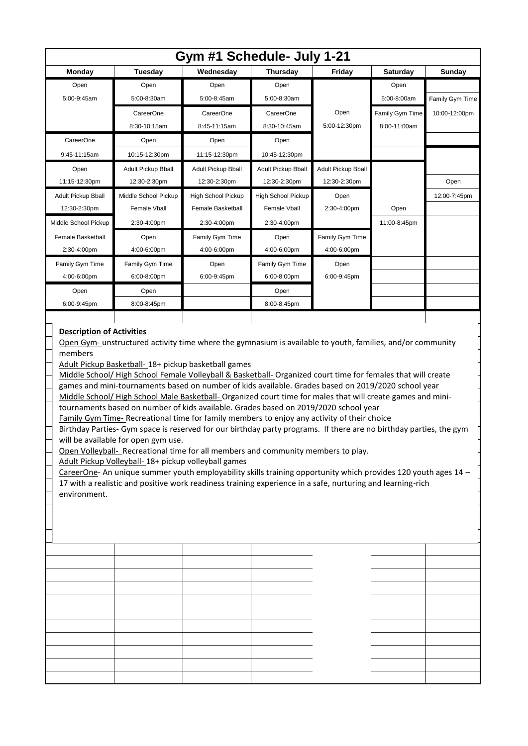# Gym #1 Schedule- July 1-21

| Monday | Tuesday | Wednesday | Thursday | Friday | Saturday | Sunday |
|---|---|---|---|---|---|---|
| Open 5:00-9:45am | Open 5:00-8:30am | Open 5:00-8:45am | Open 5:00-8:30am | Open 5:00-12:30pm | Open 5:00-8:00am | Family Gym Time 10:00-12:00pm |
| CareerOne 9:45-11:15am | CareerOne 8:30-10:15am | CareerOne 8:45-11:15am | CareerOne 8:30-10:45am | | Family Gym Time 8:00-11:00am | Open 12:00-7:45pm |
| Open 11:15-12:30pm | Open 10:15-12:30pm | Open 11:15-12:30pm | Open 10:45-12:30pm | Adult Pickup Bball 12:30-2:30pm | Open 11:00-8:45pm | |
| Adult Pickup Bball 12:30-2:30pm | Adult Pickup Bball 12:30-2:30pm | Adult Pickup Bball 12:30-2:30pm | Adult Pickup Bball 12:30-2:30pm | Open 2:30-4:00pm | | |
| Middle School Pickup Female Basketball 2:30-4:00pm | Middle School Pickup Female Vball 2:30-4:00pm | High School Pickup Female Basketball 2:30-4:00pm | High School Pickup Female Vball 2:30-4:00pm | Family Gym Time 4:00-6:00pm | | |
| Family Gym Time 4:00-6:00pm | Open 4:00-6:00pm | Family Gym Time 4:00-6:00pm | Open 4:00-6:00pm | Open 6:00-9:45pm | | |
| Open 6:00-9:45pm | Family Gym Time 6:00-8:00pm | Open 6:00-9:45pm | Family Gym Time 6:00-8:00pm | | | |
| | Open 8:00-8:45pm | | Open 8:00-8:45pm | | | |

**Description of Activities**

Open Gym- unstructured activity time where the gymnasium is available to youth, families, and/or community members

Adult Pickup Basketball- 18+ pickup basketball games

Middle School/ High School Female Volleyball & Basketball- Organized court time for females that will create games and mini-tournaments based on number of kids available. Grades based on 2019/2020 school year

Middle School/ High School Male Basketball- Organized court time for males that will create games and mini-tournaments based on number of kids available. Grades based on 2019/2020 school year

Family Gym Time- Recreational time for family members to enjoy any activity of their choice

Birthday Parties- Gym space is reserved for our birthday party programs. If there are no birthday parties, the gym will be available for open gym use.

Open Volleyball- Recreational time for all members and community members to play.

Adult Pickup Volleyball- 18+ pickup volleyball games

CareerOne- An unique summer youth employability skills training opportunity which provides 120 youth ages 14 – 17 with a realistic and positive work readiness training experience in a safe, nurturing and learning-rich environment.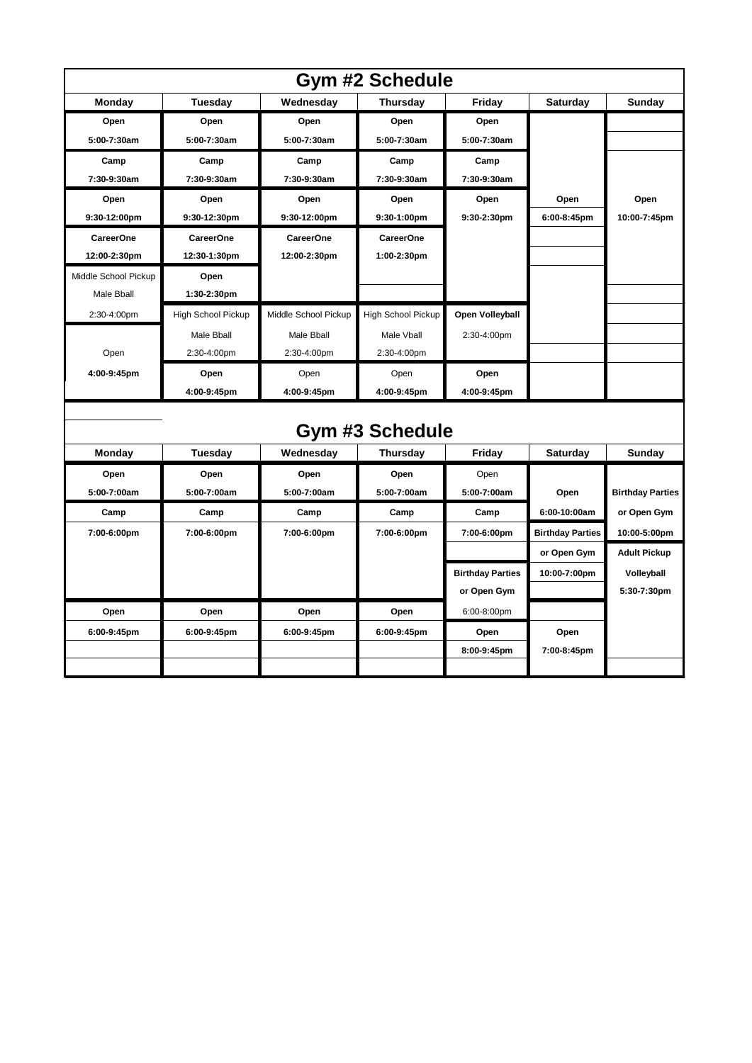# Gym #2 Schedule

| Monday | Tuesday | Wednesday | Thursday | Friday | Saturday | Sunday |
|---|---|---|---|---|---|---|
| **Open** | **Open** | **Open** | **Open** | **Open** | | |
| **5:00-7:30am** | **5:00-7:30am** | **5:00-7:30am** | **5:00-7:30am** | **5:00-7:30am** | | |
| **Camp** | **Camp** | **Camp** | **Camp** | **Camp** | | |
| **7:30-9:30am** | **7:30-9:30am** | **7:30-9:30am** | **7:30-9:30am** | **7:30-9:30am** | | |
| **Open** | **Open** | **Open** | **Open** | **Open** | **Open** | **Open** |
| **9:30-12:00pm** | **9:30-12:30pm** | **9:30-12:00pm** | **9:30-1:00pm** | **9:30-2:30pm** | **6:00-8:45pm** | **10:00-7:45pm** |
| **CareerOne** | **CareerOne** | **CareerOne** | **CareerOne** | | | |
| **12:00-2:30pm** | **12:30-1:30pm** | **12:00-2:30pm** | **1:00-2:30pm** | | | |
| Middle School Pickup | **Open** | | | | | |
| Male Bball | **1:30-2:30pm** | | | | | |
| 2:30-4:00pm | High School Pickup | Middle School Pickup | High School Pickup | **Open Volleyball** | | |
| | Male Bball | Male Bball | Male Vball | 2:30-4:00pm | | |
| Open | 2:30-4:00pm | 2:30-4:00pm | 2:30-4:00pm | | | |
| **4:00-9:45pm** | **Open** | Open | Open | **Open** | | |
| | **4:00-9:45pm** | **4:00-9:45pm** | **4:00-9:45pm** | **4:00-9:45pm** | | |

# Gym #3 Schedule

| Monday | Tuesday | Wednesday | Thursday | Friday | Saturday | Sunday |
|---|---|---|---|---|---|---|
| **Open** | **Open** | **Open** | **Open** | Open | | |
| **5:00-7:00am** | **5:00-7:00am** | **5:00-7:00am** | **5:00-7:00am** | **5:00-7:00am** | **Open** | **Birthday Parties** |
| **Camp** | **Camp** | **Camp** | **Camp** | **Camp** | **6:00-10:00am** | **or Open Gym** |
| **7:00-6:00pm** | **7:00-6:00pm** | **7:00-6:00pm** | **7:00-6:00pm** | **7:00-6:00pm** | **Birthday Parties** | **10:00-5:00pm** |
| | | | | | **or Open Gym** | **Adult Pickup** |
| | | | | **Birthday Parties** | **10:00-7:00pm** | **Volleyball** |
| | | | | **or Open Gym** | | **5:30-7:30pm** |
| **Open** | **Open** | **Open** | **Open** | 6:00-8:00pm | | |
| **6:00-9:45pm** | **6:00-9:45pm** | **6:00-9:45pm** | **6:00-9:45pm** | **Open** | **Open** | |
| | | | | **8:00-9:45pm** | **7:00-8:45pm** | |